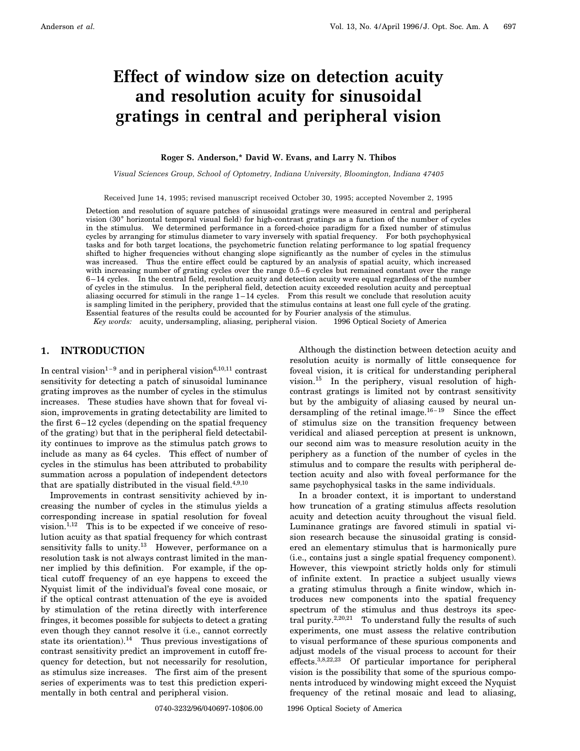# Effect of window size on detection acuity and resolution acuity for sinusoidal gratings in central and peripheral vision

**Roger S. Anderson,* David W. Evans, and Larry N. Thibos**

*Visual Sciences Group, School of Optometry, Indiana University, Bloomington, Indiana 47405*

Received June 14, 1995; revised manuscript received October 30, 1995; accepted November 2, 1995

Detection and resolution of square patches of sinusoidal gratings were measured in central and peripheral vision (30° horizontal temporal visual field) for high-contrast gratings as a function of the number of cycles in the stimulus. We determined performance in a forced-choice paradigm for a fixed number of stimulus cycles by arranging for stimulus diameter to vary inversely with spatial frequency. For both psychophysical tasks and for both target locations, the psychometric function relating performance to log spatial frequency shifted to higher frequencies without changing slope significantly as the number of cycles in the stimulus was increased. Thus the entire effect could be captured by an analysis of spatial acuity, which increased with increasing number of grating cycles over the range 0.5–6 cycles but remained constant over the range 6–14 cycles. In the central field, resolution acuity and detection acuity were equal regardless of the number of cycles in the stimulus. In the peripheral field, detection acuity exceeded resolution acuity and perceptual aliasing occurred for stimuli in the range 1–14 cycles. From this result we conclude that resolution acuity is sampling limited in the periphery, provided that the stimulus contains at least one full cycle of the grating. Essential features of the results could be accounted for by Fourier analysis of the stimulus.

*Key words:* acuity, undersampling, aliasing, peripheral vision. © 1996 Optical Society of America

## 1. INTRODUCTION

In central vision[1–9] and in peripheral vision[6,10,11] contrast sensitivity for detecting a patch of sinusoidal luminance grating improves as the number of cycles in the stimulus increases. These studies have shown that for foveal vision, improvements in grating detectability are limited to the first 6–12 cycles (depending on the spatial frequency of the grating) but that in the peripheral field detectability continues to improve as the stimulus patch grows to include as many as 64 cycles. This effect of number of cycles in the stimulus has been attributed to probability summation across a population of independent detectors that are spatially distributed in the visual field.[4,9,10]

Improvements in contrast sensitivity achieved by increasing the number of cycles in the stimulus yields a corresponding increase in spatial resolution for foveal vision.[1,12] This is to be expected if we conceive of resolution acuity as that spatial frequency for which contrast sensitivity falls to unity.[13] However, performance on a resolution task is not always contrast limited in the manner implied by this definition. For example, if the optical cutoff frequency of an eye happens to exceed the Nyquist limit of the individual's foveal cone mosaic, or if the optical contrast attenuation of the eye is avoided by stimulation of the retina directly with interference fringes, it becomes possible for subjects to detect a grating even though they cannot resolve it (i.e., cannot correctly state its orientation).[14] Thus previous investigations of contrast sensitivity predict an improvement in cutoff frequency for detection, but not necessarily for resolution, as stimulus size increases. The first aim of the present series of experiments was to test this prediction experimentally in both central and peripheral vision.

Although the distinction between detection acuity and resolution acuity is normally of little consequence for foveal vision, it is critical for understanding peripheral vision.[15] In the periphery, visual resolution of high-contrast gratings is limited not by contrast sensitivity but by the ambiguity of aliasing caused by neural undersampling of the retinal image.[16–19] Since the effect of stimulus size on the transition frequency between veridical and aliased perception at present is unknown, our second aim was to measure resolution acuity in the periphery as a function of the number of cycles in the stimulus and to compare the results with peripheral detection acuity and also with foveal performance for the same psychophysical tasks in the same individuals.

In a broader context, it is important to understand how truncation of a grating stimulus affects resolution acuity and detection acuity throughout the visual field. Luminance gratings are favored stimuli in spatial vision research because the sinusoidal grating is considered an elementary stimulus that is harmonically pure (i.e., contains just a single spatial frequency component). However, this viewpoint strictly holds only for stimuli of infinite extent. In practice a subject usually views a grating stimulus through a finite window, which introduces new components into the spatial frequency spectrum of the stimulus and thus destroys its spectral purity.[2,20,21] To understand fully the results of such experiments, one must assess the relative contribution to visual performance of these spurious components and adjust models of the visual process to account for their effects.[3,8,22,23] Of particular importance for peripheral vision is the possibility that some of the spurious components introduced by windowing might exceed the Nyquist frequency of the retinal mosaic and lead to aliasing,

0740-3232/96/040697-10$06.00 © 1996 Optical Society of America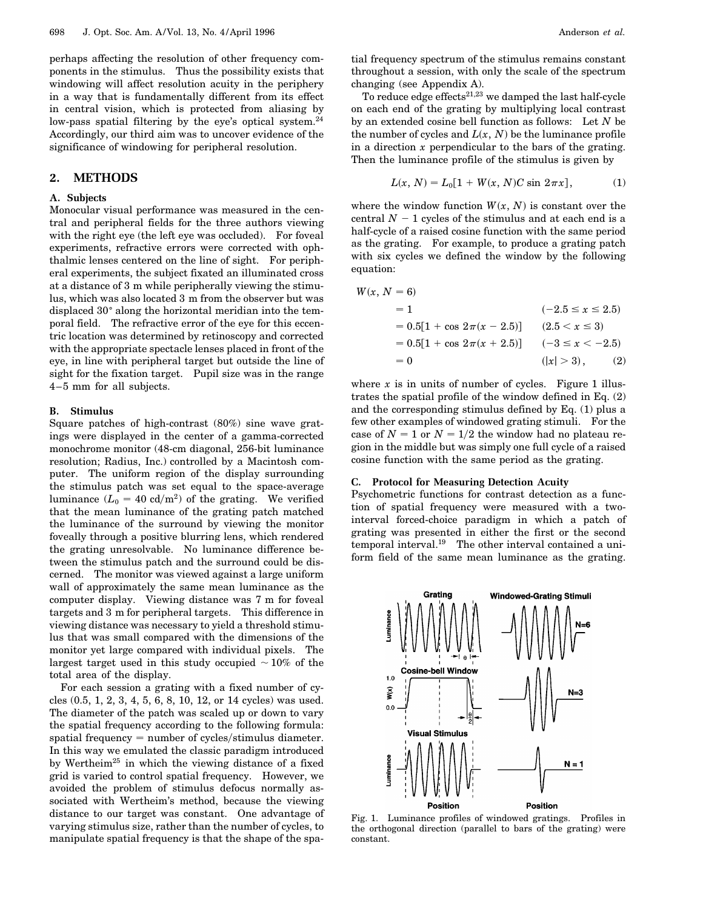perhaps affecting the resolution of other frequency components in the stimulus. Thus the possibility exists that windowing will affect resolution acuity in the periphery in a way that is fundamentally different from its effect in central vision, which is protected from aliasing by low-pass spatial filtering by the eye's optical system.[24] Accordingly, our third aim was to uncover evidence of the significance of windowing for peripheral resolution.

## 2. METHODS

### A. Subjects

Monocular visual performance was measured in the central and peripheral fields for the three authors viewing with the right eye (the left eye was occluded). For foveal experiments, refractive errors were corrected with ophthalmic lenses centered on the line of sight. For peripheral experiments, the subject fixated an illuminated cross at a distance of 3 m while peripherally viewing the stimulus, which was also located 3 m from the observer but was displaced 30° along the horizontal meridian into the temporal field. The refractive error of the eye for this eccentric location was determined by retinoscopy and corrected with the appropriate spectacle lenses placed in front of the eye, in line with peripheral target but outside the line of sight for the fixation target. Pupil size was in the range 4–5 mm for all subjects.

### B. Stimulus

Square patches of high-contrast (80%) sine wave gratings were displayed in the center of a gamma-corrected monochrome monitor (48-cm diagonal, 256-bit luminance resolution; Radius, Inc.) controlled by a Macintosh computer. The uniform region of the display surrounding the stimulus patch was set equal to the space-average luminance ($L_0 = 40$ cd/m$^2$) of the grating. We verified that the mean luminance of the grating patch matched the luminance of the surround by viewing the monitor foveally through a positive blurring lens, which rendered the grating unresolvable. No luminance difference between the stimulus patch and the surround could be discerned. The monitor was viewed against a large uniform wall of approximately the same mean luminance as the computer display. Viewing distance was 7 m for foveal targets and 3 m for peripheral targets. This difference in viewing distance was necessary to yield a threshold stimulus that was small compared with the dimensions of the monitor yet large compared with individual pixels. The largest target used in this study occupied ~10% of the total area of the display.

For each session a grating with a fixed number of cycles (0.5, 1, 2, 3, 4, 5, 6, 8, 10, 12, or 14 cycles) was used. The diameter of the patch was scaled up or down to vary the spatial frequency according to the following formula: spatial frequency = number of cycles/stimulus diameter. In this way we emulated the classic paradigm introduced by Wertheim[25] in which the viewing distance of a fixed grid is varied to control spatial frequency. However, we avoided the problem of stimulus defocus normally associated with Wertheim's method, because the viewing distance to our target was constant. One advantage of varying stimulus size, rather than the number of cycles, to manipulate spatial frequency is that the shape of the spatial frequency spectrum of the stimulus remains constant throughout a session, with only the scale of the spectrum changing (see Appendix A).

To reduce edge effects[21,23] we damped the last half-cycle on each end of the grating by multiplying local contrast by an extended cosine bell function as follows: Let $N$ be the number of cycles and $L(x, N)$ be the luminance profile in a direction $x$ perpendicular to the bars of the grating. Then the luminance profile of the stimulus is given by

$$L(x, N) = L_0[1 + W(x, N)C \sin 2\pi x], \tag{1}$$

where the window function $W(x, N)$ is constant over the central $N - 1$ cycles of the stimulus and at each end is a half-cycle of a raised cosine function with the same period as the grating. For example, to produce a grating patch with six cycles we defined the window by the following equation:

$$
\begin{aligned}
W(x, N = 6) &= 1 && (-2.5 \le x \le 2.5) \\
&= 0.5[1 + \cos 2\pi(x - 2.5)] && (2.5 < x \le 3) \\
&= 0.5[1 + \cos 2\pi(x + 2.5)] && (-3 \le x < -2.5) \\
&= 0 && (|x| > 3),
\end{aligned} \tag{2}
$$

where $x$ is in units of number of cycles. Figure 1 illustrates the spatial profile of the window defined in Eq. (2) and the corresponding stimulus defined by Eq. (1) plus a few other examples of windowed grating stimuli. For the case of $N = 1$ or $N = 1/2$ the window had no plateau region in the middle but was simply one full cycle of a raised cosine function with the same period as the grating.

### C. Protocol for Measuring Detection Acuity

Psychometric functions for contrast detection as a function of spatial frequency were measured with a two-interval forced-choice paradigm in which a patch of grating was presented in either the first or the second temporal interval.[19] The other interval contained a uniform field of the same mean luminance as the grating.

Fig. 1. Luminance profiles of windowed gratings. Profiles in the orthogonal direction (parallel to bars of the grating) were constant.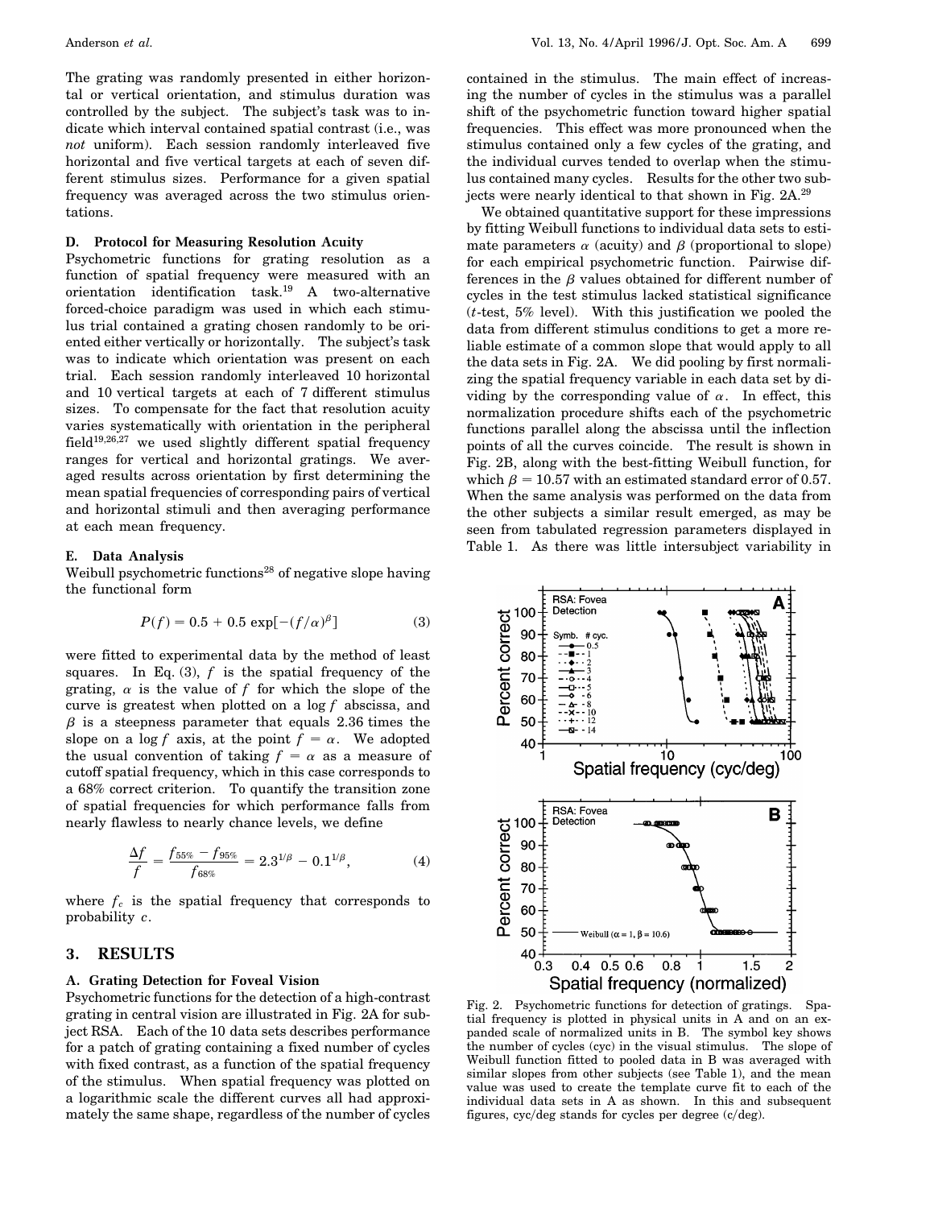The grating was randomly presented in either horizontal or vertical orientation, and stimulus duration was controlled by the subject. The subject's task was to indicate which interval contained spatial contrast (i.e., was *not* uniform). Each session randomly interleaved five horizontal and five vertical targets at each of seven different stimulus sizes. Performance for a given spatial frequency was averaged across the two stimulus orientations.

### D. Protocol for Measuring Resolution Acuity

Psychometric functions for grating resolution as a function of spatial frequency were measured with an orientation identification task.[19] A two-alternative forced-choice paradigm was used in which each stimulus trial contained a grating chosen randomly to be oriented either vertically or horizontally. The subject's task was to indicate which orientation was present on each trial. Each session randomly interleaved 10 horizontal and 10 vertical targets at each of 7 different stimulus sizes. To compensate for the fact that resolution acuity varies systematically with orientation in the peripheral field[19,26,27] we used slightly different spatial frequency ranges for vertical and horizontal gratings. We averaged results across orientation by first determining the mean spatial frequencies of corresponding pairs of vertical and horizontal stimuli and then averaging performance at each mean frequency.

### E. Data Analysis

Weibull psychometric functions[28] of negative slope having the functional form

$$P(f) = 0.5 + 0.5 \exp[-(f/\alpha)^{\beta}] \tag{3}$$

were fitted to experimental data by the method of least squares. In Eq. (3), $f$ is the spatial frequency of the grating, $\alpha$ is the value of $f$ for which the slope of the curve is greatest when plotted on a $\log f$ abscissa, and $\beta$ is a steepness parameter that equals 2.36 times the slope on a $\log f$ axis, at the point $f = \alpha$. We adopted the usual convention of taking $f = \alpha$ as a measure of cutoff spatial frequency, which in this case corresponds to a 68% correct criterion. To quantify the transition zone of spatial frequencies for which performance falls from nearly flawless to nearly chance levels, we define

$$\frac{\Delta f}{f} = \frac{f_{55\%} - f_{95\%}}{f_{68\%}} = 2.3^{1/\beta} - 0.1^{1/\beta}, \tag{4}$$

where $f_c$ is the spatial frequency that corresponds to probability $c$.

## 3. RESULTS

### A. Grating Detection for Foveal Vision

Psychometric functions for the detection of a high-contrast grating in central vision are illustrated in Fig. 2A for subject RSA. Each of the 10 data sets describes performance for a patch of grating containing a fixed number of cycles with fixed contrast, as a function of the spatial frequency of the stimulus. When spatial frequency was plotted on a logarithmic scale the different curves all had approximately the same shape, regardless of the number of cycles contained in the stimulus. The main effect of increasing the number of cycles in the stimulus was a parallel shift of the psychometric function toward higher spatial frequencies. This effect was more pronounced when the stimulus contained only a few cycles of the grating, and the individual curves tended to overlap when the stimulus contained many cycles. Results for the other two subjects were nearly identical to that shown in Fig. 2A.[29]

We obtained quantitative support for these impressions by fitting Weibull functions to individual data sets to estimate parameters $\alpha$ (acuity) and $\beta$ (proportional to slope) for each empirical psychometric function. Pairwise differences in the $\beta$ values obtained for different number of cycles in the test stimulus lacked statistical significance ($t$-test, 5% level). With this justification we pooled the data from different stimulus conditions to get a more reliable estimate of a common slope that would apply to all the data sets in Fig. 2A. We did pooling by first normalizing the spatial frequency variable in each data set by dividing by the corresponding value of $\alpha$. In effect, this normalization procedure shifts each of the psychometric functions parallel along the abscissa until the inflection points of all the curves coincide. The result is shown in Fig. 2B, along with the best-fitting Weibull function, for which $\beta = 10.57$ with an estimated standard error of 0.57. When the same analysis was performed on the data from the other subjects a similar result emerged, as may be seen from tabulated regression parameters displayed in Table 1. As there was little intersubject variability in

Fig. 2. Psychometric functions for detection of gratings. Spatial frequency is plotted in physical units in A and on an expanded scale of normalized units in B. The symbol key shows the number of cycles (cyc) in the visual stimulus. The slope of Weibull function fitted to pooled data in B was averaged with similar slopes from other subjects (see Table 1), and the mean value was used to create the template curve fit to each of the individual data sets in A as shown. In this and subsequent figures, cyc/deg stands for cycles per degree (c/deg).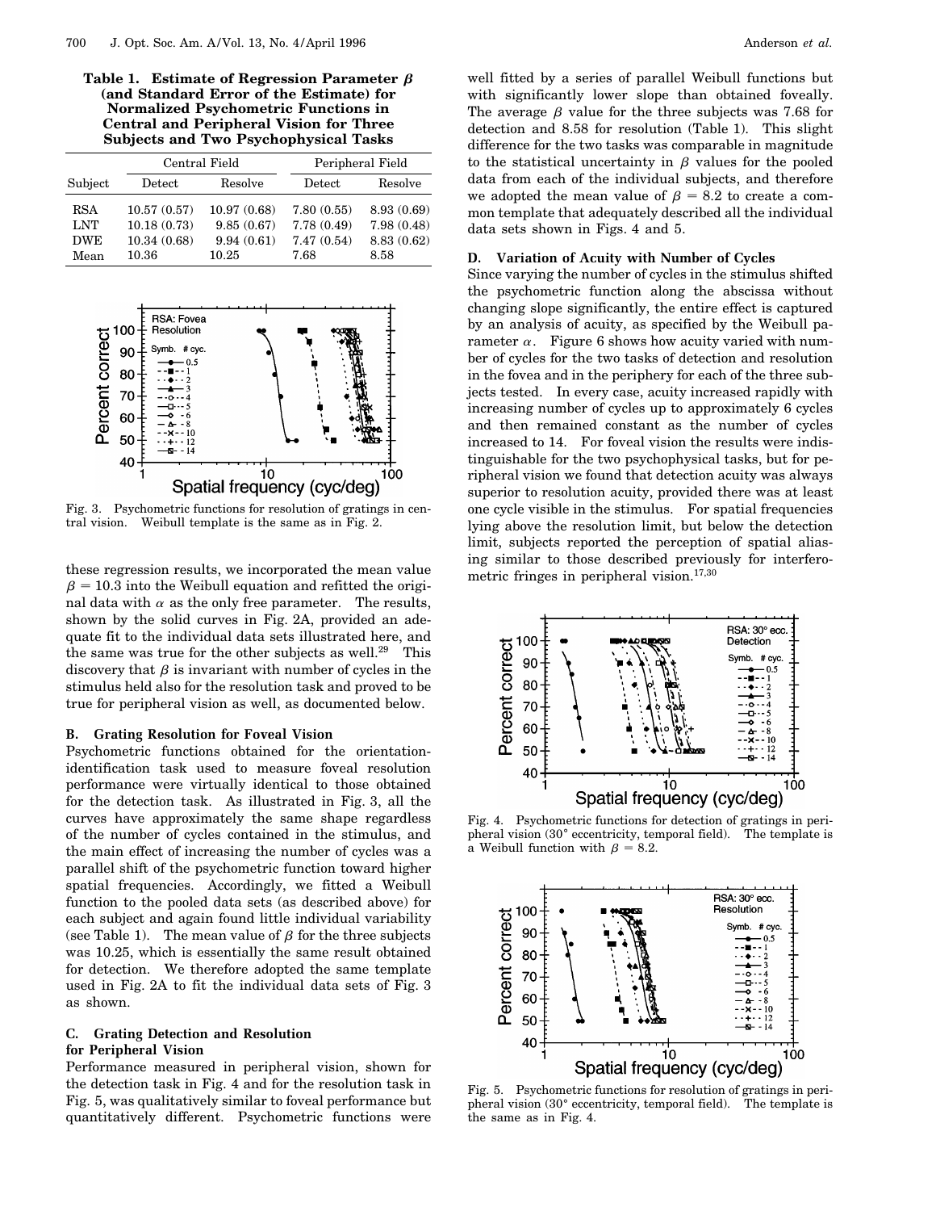**Table 1. Estimate of Regression Parameter $\beta$ (and Standard Error of the Estimate) for Normalized Psychometric Functions in Central and Peripheral Vision for Three Subjects and Two Psychophysical Tasks**

| | Central Field | | Peripheral Field | |
|---|---|---|---|---|
| Subject | Detect | Resolve | Detect | Resolve |
| RSA | 10.57 (0.57) | 10.97 (0.68) | 7.80 (0.55) | 8.93 (0.69) |
| LNT | 10.18 (0.73) | 9.85 (0.67) | 7.78 (0.49) | 7.98 (0.48) |
| DWE | 10.34 (0.68) | 9.94 (0.61) | 7.47 (0.54) | 8.83 (0.62) |
| Mean | 10.36 | 10.25 | 7.68 | 8.58 |

Fig. 3. Psychometric functions for resolution of gratings in central vision. Weibull template is the same as in Fig. 2.

these regression results, we incorporated the mean value $\beta = 10.3$ into the Weibull equation and refitted the original data with $\alpha$ as the only free parameter. The results, shown by the solid curves in Fig. 2A, provided an adequate fit to the individual data sets illustrated here, and the same was true for the other subjects as well.[29] This discovery that $\beta$ is invariant with number of cycles in the stimulus held also for the resolution task and proved to be true for peripheral vision as well, as documented below.

### B. Grating Resolution for Foveal Vision

Psychometric functions obtained for the orientation-identification task used to measure foveal resolution performance were virtually identical to those obtained for the detection task. As illustrated in Fig. 3, all the curves have approximately the same shape regardless of the number of cycles contained in the stimulus, and the main effect of increasing the number of cycles was a parallel shift of the psychometric function toward higher spatial frequencies. Accordingly, we fitted a Weibull function to the pooled data sets (as described above) for each subject and again found little individual variability (see Table 1). The mean value of $\beta$ for the three subjects was 10.25, which is essentially the same result obtained for detection. We therefore adopted the same template used in Fig. 2A to fit the individual data sets of Fig. 3 as shown.

### C. Grating Detection and Resolution for Peripheral Vision

Performance measured in peripheral vision, shown for the detection task in Fig. 4 and for the resolution task in Fig. 5, was qualitatively similar to foveal performance but quantitatively different. Psychometric functions were well fitted by a series of parallel Weibull functions but with significantly lower slope than obtained foveally. The average $\beta$ value for the three subjects was 7.68 for detection and 8.58 for resolution (Table 1). This slight difference for the two tasks was comparable in magnitude to the statistical uncertainty in $\beta$ values for the pooled data from each of the individual subjects, and therefore we adopted the mean value of $\beta = 8.2$ to create a common template that adequately described all the individual data sets shown in Figs. 4 and 5.

### D. Variation of Acuity with Number of Cycles

Since varying the number of cycles in the stimulus shifted the psychometric function along the abscissa without changing slope significantly, the entire effect is captured by an analysis of acuity, as specified by the Weibull parameter $\alpha$. Figure 6 shows how acuity varied with number of cycles for the two tasks of detection and resolution in the fovea and in the periphery for each of the three subjects tested. In every case, acuity increased rapidly with increasing number of cycles up to approximately 6 cycles and then remained constant as the number of cycles increased to 14. For foveal vision the results were indistinguishable for the two psychophysical tasks, but for peripheral vision we found that detection acuity was always superior to resolution acuity, provided there was at least one cycle visible in the stimulus. For spatial frequencies lying above the resolution limit, but below the detection limit, subjects reported the perception of spatial aliasing similar to those described previously for interferometric fringes in peripheral vision.[17,30]

Fig. 4. Psychometric functions for detection of gratings in peripheral vision (30° eccentricity, temporal field). The template is a Weibull function with $\beta = 8.2$.

Fig. 5. Psychometric functions for resolution of gratings in peripheral vision (30° eccentricity, temporal field). The template is the same as in Fig. 4.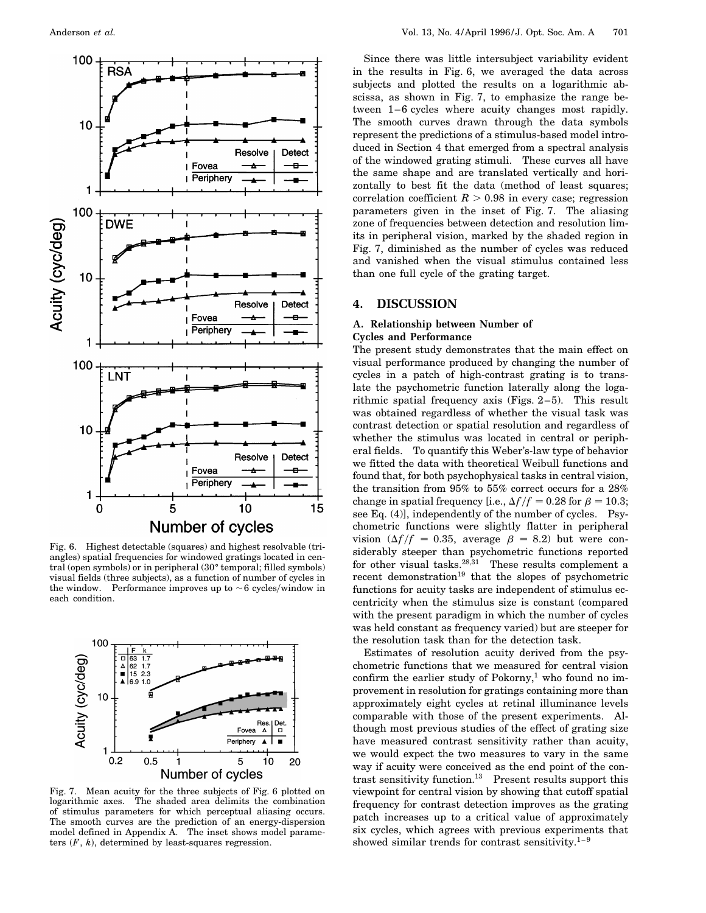Fig. 6. Highest detectable (squares) and highest resolvable (triangles) spatial frequencies for windowed gratings located in central (open symbols) or in peripheral (30° temporal; filled symbols) visual fields (three subjects), as a function of number of cycles in the window. Performance improves up to ~6 cycles/window in each condition.

Fig. 7. Mean acuity for the three subjects of Fig. 6 plotted on logarithmic axes. The shaded area delimits the combination of stimulus parameters for which perceptual aliasing occurs. The smooth curves are the prediction of an energy-dispersion model defined in Appendix A. The inset shows model parameters ($F$, $k$), determined by least-squares regression.

Since there was little intersubject variability evident in the results in Fig. 6, we averaged the data across subjects and plotted the results on a logarithmic abscissa, as shown in Fig. 7, to emphasize the range between 1–6 cycles where acuity changes most rapidly. The smooth curves drawn through the data symbols represent the predictions of a stimulus-based model introduced in Section 4 that emerged from a spectral analysis of the windowed grating stimuli. These curves all have the same shape and are translated vertically and horizontally to best fit the data (method of least squares; correlation coefficient $R > 0.98$ in every case; regression parameters given in the inset of Fig. 7. The aliasing zone of frequencies between detection and resolution limits in peripheral vision, marked by the shaded region in Fig. 7, diminished as the number of cycles was reduced and vanished when the visual stimulus contained less than one full cycle of the grating target.

## 4. DISCUSSION

### A. Relationship between Number of Cycles and Performance

The present study demonstrates that the main effect on visual performance produced by changing the number of cycles in a patch of high-contrast grating is to translate the psychometric function laterally along the logarithmic spatial frequency axis (Figs. 2–5). This result was obtained regardless of whether the visual task was contrast detection or spatial resolution and regardless of whether the stimulus was located in central or peripheral fields. To quantify this Weber's-law type of behavior we fitted the data with theoretical Weibull functions and found that, for both psychophysical tasks in central vision, the transition from 95% to 55% correct occurs for a 28% change in spatial frequency [i.e., $\Delta f/f = 0.28$ for $\beta = 10.3$; see Eq. (4)], independently of the number of cycles. Psychometric functions were slightly flatter in peripheral vision ($\Delta f/f = 0.35$, average $\beta = 8.2$) but were considerably steeper than psychometric functions reported for other visual tasks.[28,31] These results complement a recent demonstration[19] that the slopes of psychometric functions for acuity tasks are independent of stimulus eccentricity when the stimulus size is constant (compared with the present paradigm in which the number of cycles was held constant as frequency varied) but are steeper for the resolution task than for the detection task.

Estimates of resolution acuity derived from the psychometric functions that we measured for central vision confirm the earlier study of Pokorny,[1] who found no improvement in resolution for gratings containing more than approximately eight cycles at retinal illuminance levels comparable with those of the present experiments. Although most previous studies of the effect of grating size have measured contrast sensitivity rather than acuity, we would expect the two measures to vary in the same way if acuity were conceived as the end point of the contrast sensitivity function.[13] Present results support this viewpoint for central vision by showing that cutoff spatial frequency for contrast detection improves as the grating patch increases up to a critical value of approximately six cycles, which agrees with previous experiments that showed similar trends for contrast sensitivity.[1–9]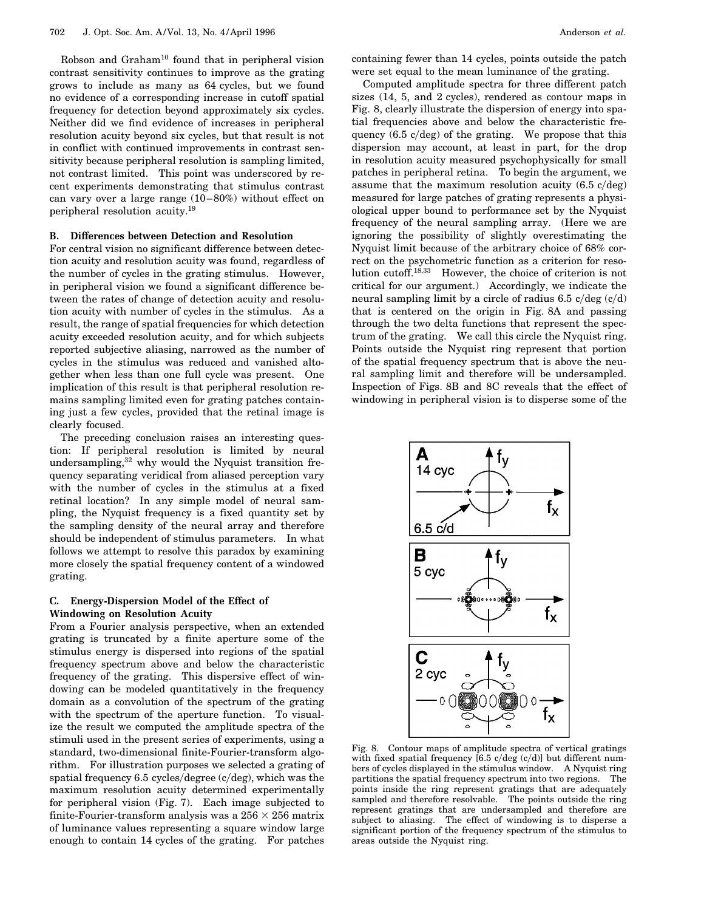Robson and Graham[10] found that in peripheral vision contrast sensitivity continues to improve as the grating grows to include as many as 64 cycles, but we found no evidence of a corresponding increase in cutoff spatial frequency for detection beyond approximately six cycles. Neither did we find evidence of increases in peripheral resolution acuity beyond six cycles, but that result is not in conflict with continued improvements in contrast sensitivity because peripheral resolution is sampling limited, not contrast limited. This point was underscored by recent experiments demonstrating that stimulus contrast can vary over a large range (10–80%) without effect on peripheral resolution acuity.[19]

### B. Differences between Detection and Resolution

For central vision no significant difference between detection acuity and resolution acuity was found, regardless of the number of cycles in the grating stimulus. However, in peripheral vision we found a significant difference between the rates of change of detection acuity and resolution acuity with number of cycles in the stimulus. As a result, the range of spatial frequencies for which detection acuity exceeded resolution acuity, and for which subjects reported subjective aliasing, narrowed as the number of cycles in the stimulus was reduced and vanished altogether when less than one full cycle was present. One implication of this result is that peripheral resolution remains sampling limited even for grating patches containing just a few cycles, provided that the retinal image is clearly focused.

The preceding conclusion raises an interesting question: If peripheral resolution is limited by neural undersampling,[32] why would the Nyquist transition frequency separating veridical from aliased perception vary with the number of cycles in the stimulus at a fixed retinal location? In any simple model of neural sampling, the Nyquist frequency is a fixed quantity set by the sampling density of the neural array and therefore should be independent of stimulus parameters. In what follows we attempt to resolve this paradox by examining more closely the spatial frequency content of a windowed grating.

### C. Energy-Dispersion Model of the Effect of Windowing on Resolution Acuity

From a Fourier analysis perspective, when an extended grating is truncated by a finite aperture some of the stimulus energy is dispersed into regions of the spatial frequency spectrum above and below the characteristic frequency of the grating. This dispersive effect of windowing can be modeled quantitatively in the frequency domain as a convolution of the spectrum of the grating with the spectrum of the aperture function. To visualize the result we computed the amplitude spectra of the stimuli used in the present series of experiments, using a standard, two-dimensional finite-Fourier-transform algorithm. For illustration purposes we selected a grating of spatial frequency 6.5 cycles/degree (c/deg), which was the maximum resolution acuity determined experimentally for peripheral vision (Fig. 7). Each image subjected to finite-Fourier-transform analysis was a $256 \times 256$ matrix of luminance values representing a square window large enough to contain 14 cycles of the grating. For patches containing fewer than 14 cycles, points outside the patch were set equal to the mean luminance of the grating.

Computed amplitude spectra for three different patch sizes (14, 5, and 2 cycles), rendered as contour maps in Fig. 8, clearly illustrate the dispersion of energy into spatial frequencies above and below the characteristic frequency (6.5 c/deg) of the grating. We propose that this dispersion may account, at least in part, for the drop in resolution acuity measured psychophysically for small patches in peripheral retina. To begin the argument, we assume that the maximum resolution acuity (6.5 c/deg) measured for large patches of grating represents a physiological upper bound to performance set by the Nyquist frequency of the neural sampling array. (Here we are ignoring the possibility of slightly overestimating the Nyquist limit because of the arbitrary choice of 68% correct on the psychometric function as a criterion for resolution cutoff.[18,33] However, the choice of criterion is not critical for our argument.) Accordingly, we indicate the neural sampling limit by a circle of radius 6.5 c/deg (c/d) that is centered on the origin in Fig. 8A and passing through the two delta functions that represent the spectrum of the grating. We call this circle the Nyquist ring. Points outside the Nyquist ring represent that portion of the spatial frequency spectrum that is above the neural sampling limit and therefore will be undersampled. Inspection of Figs. 8B and 8C reveals that the effect of windowing in peripheral vision is to disperse some of the

Fig. 8. Contour maps of amplitude spectra of vertical gratings with fixed spatial frequency [6.5 c/deg (c/d)] but different numbers of cycles displayed in the stimulus window. A Nyquist ring partitions the spatial frequency spectrum into two regions. The points inside the ring represent gratings that are adequately sampled and therefore resolvable. The points outside the ring represent gratings that are undersampled and therefore are subject to aliasing. The effect of windowing is to disperse a significant portion of the frequency spectrum of the stimulus to areas outside the Nyquist ring.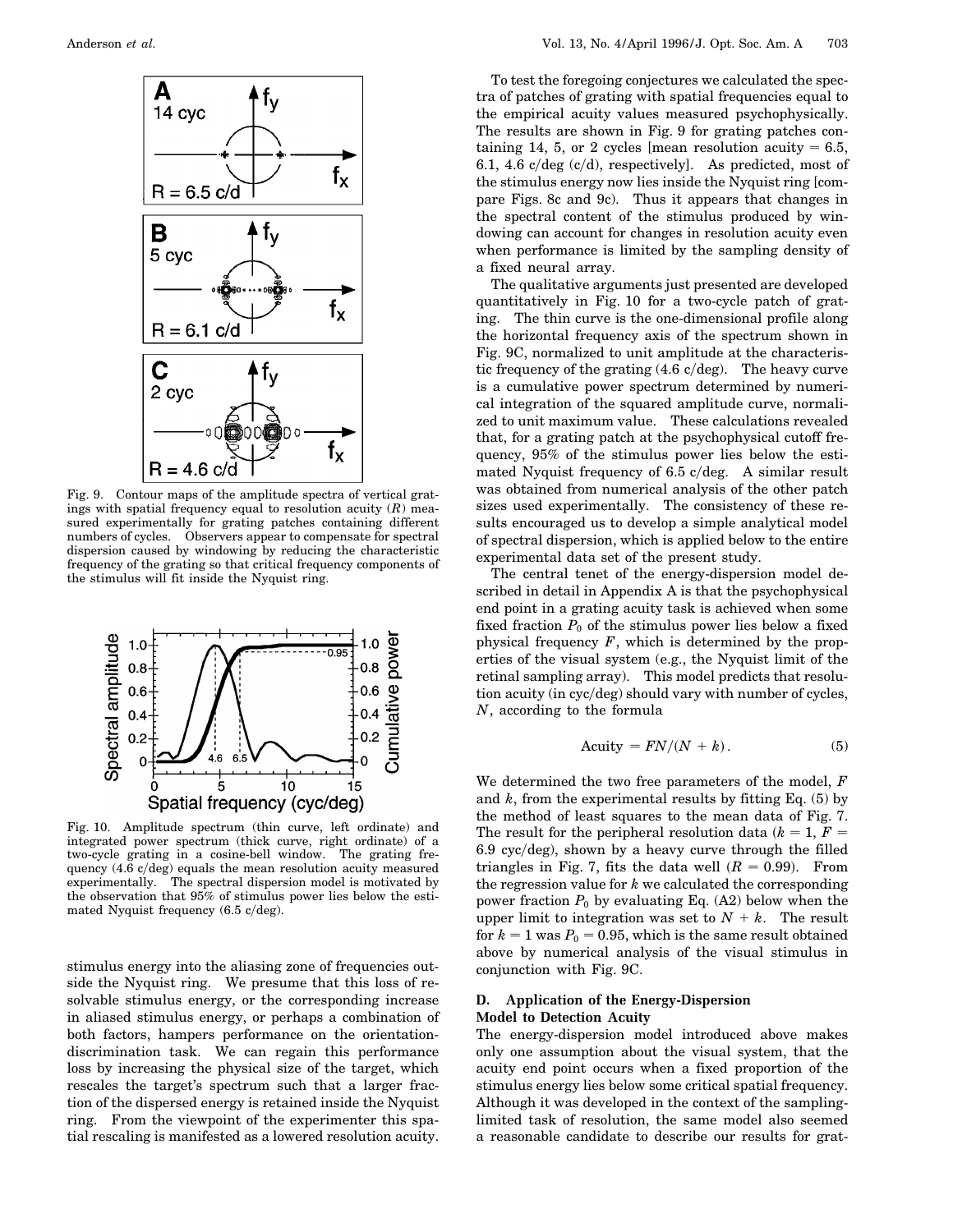Fig. 9. Contour maps of the amplitude spectra of vertical gratings with spatial frequency equal to resolution acuity ($R$) measured experimentally for grating patches containing different numbers of cycles. Observers appear to compensate for spectral dispersion caused by windowing by reducing the characteristic frequency of the grating so that critical frequency components of the stimulus will fit inside the Nyquist ring.

Fig. 10. Amplitude spectrum (thin curve, left ordinate) and integrated power spectrum (thick curve, right ordinate) of a two-cycle grating in a cosine-bell window. The grating frequency (4.6 c/deg) equals the mean resolution acuity measured experimentally. The spectral dispersion model is motivated by the observation that 95% of stimulus power lies below the estimated Nyquist frequency (6.5 c/deg).

stimulus energy into the aliasing zone of frequencies outside the Nyquist ring. We presume that this loss of resolvable stimulus energy, or the corresponding increase in aliased stimulus energy, or perhaps a combination of both factors, hampers performance on the orientation-discrimination task. We can regain this performance loss by increasing the physical size of the target, which rescales the target's spectrum such that a larger fraction of the dispersed energy is retained inside the Nyquist ring. From the viewpoint of the experimenter this spatial rescaling is manifested as a lowered resolution acuity.

To test the foregoing conjectures we calculated the spectra of patches of grating with spatial frequencies equal to the empirical acuity values measured psychophysically. The results are shown in Fig. 9 for grating patches containing 14, 5, or 2 cycles [mean resolution acuity = 6.5, 6.1, 4.6 c/deg (c/d), respectively]. As predicted, most of the stimulus energy now lies inside the Nyquist ring [compare Figs. 8c and 9c). Thus it appears that changes in the spectral content of the stimulus produced by windowing can account for changes in resolution acuity even when performance is limited by the sampling density of a fixed neural array.

The qualitative arguments just presented are developed quantitatively in Fig. 10 for a two-cycle patch of grating. The thin curve is the one-dimensional profile along the horizontal frequency axis of the spectrum shown in Fig. 9C, normalized to unit amplitude at the characteristic frequency of the grating (4.6 c/deg). The heavy curve is a cumulative power spectrum determined by numerical integration of the squared amplitude curve, normalized to unit maximum value. These calculations revealed that, for a grating patch at the psychophysical cutoff frequency, 95% of the stimulus power lies below the estimated Nyquist frequency of 6.5 c/deg. A similar result was obtained from numerical analysis of the other patch sizes used experimentally. The consistency of these results encouraged us to develop a simple analytical model of spectral dispersion, which is applied below to the entire experimental data set of the present study.

The central tenet of the energy-dispersion model described in detail in Appendix A is that the psychophysical end point in a grating acuity task is achieved when some fixed fraction $P_0$ of the stimulus power lies below a fixed physical frequency $F$, which is determined by the properties of the visual system (e.g., the Nyquist limit of the retinal sampling array). This model predicts that resolution acuity (in cyc/deg) should vary with number of cycles, $N$, according to the formula

$$\text{Acuity} = FN/(N + k). \tag{5}$$

We determined the two free parameters of the model, $F$ and $k$, from the experimental results by fitting Eq. (5) by the method of least squares to the mean data of Fig. 7. The result for the peripheral resolution data ($k = 1$, $F = 6.9$ cyc/deg), shown by a heavy curve through the filled triangles in Fig. 7, fits the data well ($R = 0.99$). From the regression value for $k$ we calculated the corresponding power fraction $P_0$ by evaluating Eq. (A2) below when the upper limit to integration was set to $N + k$. The result for $k = 1$ was $P_0 = 0.95$, which is the same result obtained above by numerical analysis of the visual stimulus in conjunction with Fig. 9C.

### D. Application of the Energy-Dispersion Model to Detection Acuity

The energy-dispersion model introduced above makes only one assumption about the visual system, that the acuity end point occurs when a fixed proportion of the stimulus energy lies below some critical spatial frequency. Although it was developed in the context of the sampling-limited task of resolution, the same model also seemed a reasonable candidate to describe our results for grat-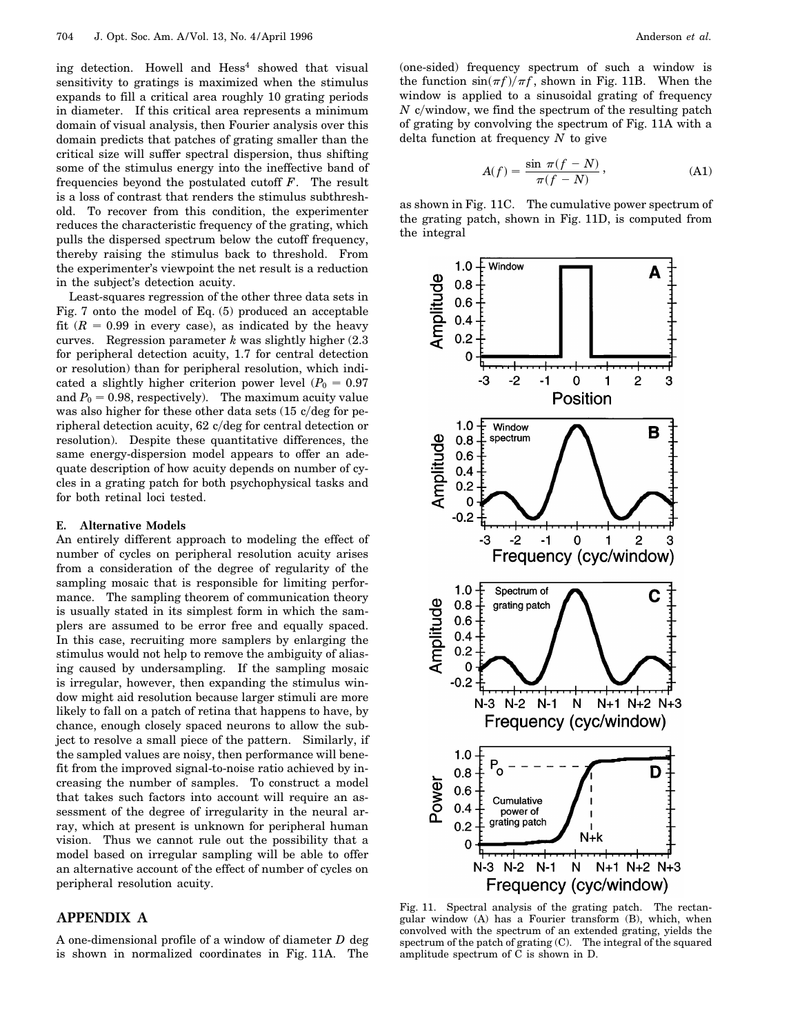ing detection. Howell and Hess[4] showed that visual sensitivity to gratings is maximized when the stimulus expands to fill a critical area roughly 10 grating periods in diameter. If this critical area represents a minimum domain of visual analysis, then Fourier analysis over this domain predicts that patches of grating smaller than the critical size will suffer spectral dispersion, thus shifting some of the stimulus energy into the ineffective band of frequencies beyond the postulated cutoff $F$. The result is a loss of contrast that renders the stimulus subthreshold. To recover from this condition, the experimenter reduces the characteristic frequency of the grating, which pulls the dispersed spectrum below the cutoff frequency, thereby raising the stimulus back to threshold. From the experimenter's viewpoint the net result is a reduction in the subject's detection acuity.

Least-squares regression of the other three data sets in Fig. 7 onto the model of Eq. (5) produced an acceptable fit ($R = 0.99$ in every case), as indicated by the heavy curves. Regression parameter $k$ was slightly higher (2.3 for peripheral detection acuity, 1.7 for central detection or resolution) than for peripheral resolution, which indicated a slightly higher criterion power level ($P_0 = 0.97$ and $P_0 = 0.98$, respectively). The maximum acuity value was also higher for these other data sets (15 c/deg for peripheral detection acuity, 62 c/deg for central detection or resolution). Despite these quantitative differences, the same energy-dispersion model appears to offer an adequate description of how acuity depends on number of cycles in a grating patch for both psychophysical tasks and for both retinal loci tested.

### E. Alternative Models

An entirely different approach to modeling the effect of number of cycles on peripheral resolution acuity arises from a consideration of the degree of regularity of the sampling mosaic that is responsible for limiting performance. The sampling theorem of communication theory is usually stated in its simplest form in which the samplers are assumed to be error free and equally spaced. In this case, recruiting more samplers by enlarging the stimulus would not help to remove the ambiguity of aliasing caused by undersampling. If the sampling mosaic is irregular, however, then expanding the stimulus window might aid resolution because larger stimuli are more likely to fall on a patch of retina that happens to have, by chance, enough closely spaced neurons to allow the subject to resolve a small piece of the pattern. Similarly, if the sampled values are noisy, then performance will benefit from the improved signal-to-noise ratio achieved by increasing the number of samples. To construct a model that takes such factors into account will require an assessment of the degree of irregularity in the neural array, which at present is unknown for peripheral human vision. Thus we cannot rule out the possibility that a model based on irregular sampling will be able to offer an alternative account of the effect of number of cycles on peripheral resolution acuity.

## APPENDIX A

A one-dimensional profile of a window of diameter $D$ deg is shown in normalized coordinates in Fig. 11A. The (one-sided) frequency spectrum of such a window is the function $\sin(\pi f)/\pi f$, shown in Fig. 11B. When the window is applied to a sinusoidal grating of frequency $N$ c/window, we find the spectrum of the resulting patch of grating by convolving the spectrum of Fig. 11A with a delta function at frequency $N$ to give

$$A(f) = \frac{\sin \pi(f - N)}{\pi(f - N)}, \tag{A1}$$

as shown in Fig. 11C. The cumulative power spectrum of the grating patch, shown in Fig. 11D, is computed from the integral

Fig. 11. Spectral analysis of the grating patch. The rectangular window (A) has a Fourier transform (B), which, when convolved with the spectrum of an extended grating, yields the spectrum of the patch of grating (C). The integral of the squared amplitude spectrum of C is shown in D.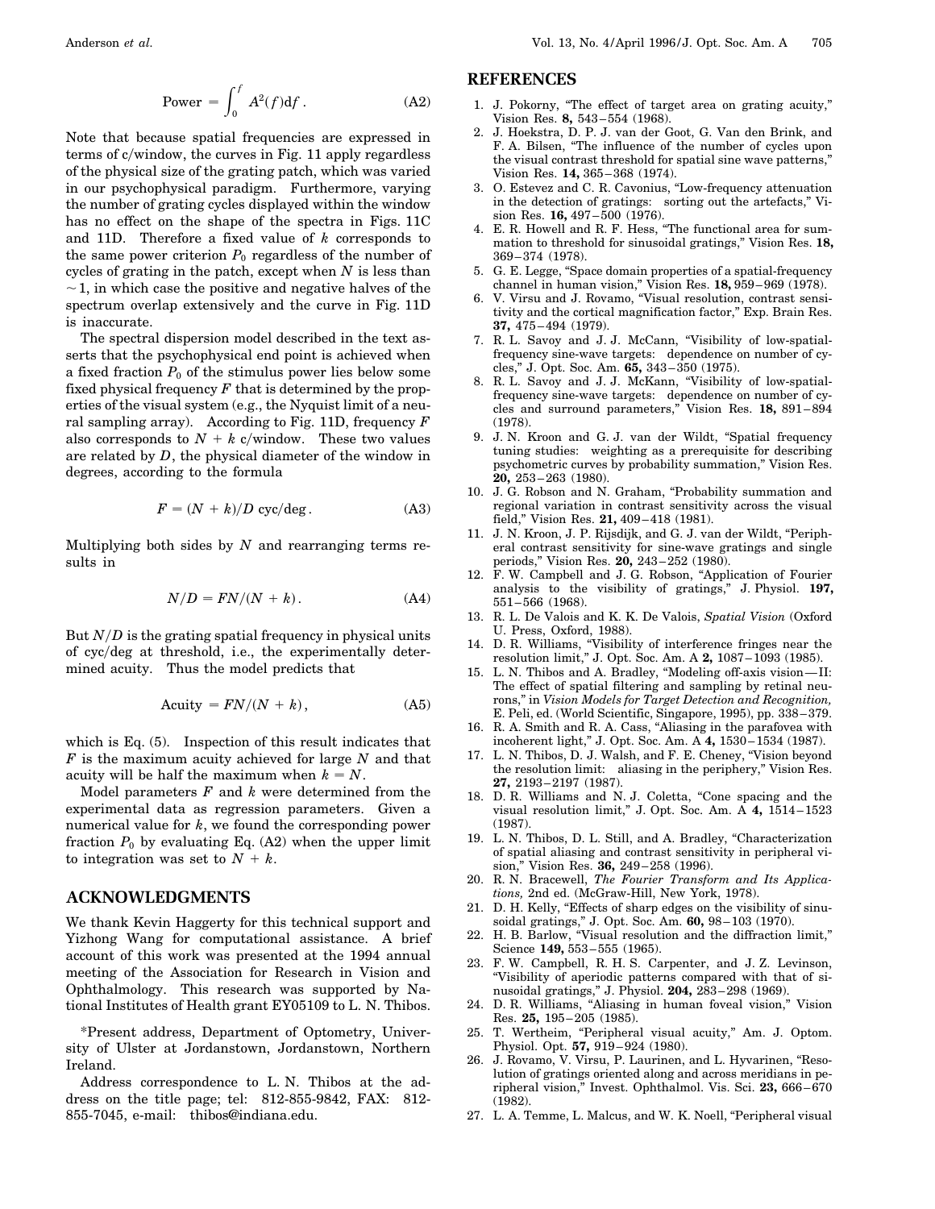$$\text{Power} = \int_0^f A^2(f)\mathrm{d}f\,. \tag{A2}$$

Note that because spatial frequencies are expressed in terms of c/window, the curves in Fig. 11 apply regardless of the physical size of the grating patch, which was varied in our psychophysical paradigm. Furthermore, varying the number of grating cycles displayed within the window has no effect on the shape of the spectra in Figs. 11C and 11D. Therefore a fixed value of $k$ corresponds to the same power criterion $P_0$ regardless of the number of cycles of grating in the patch, except when $N$ is less than $\sim 1$, in which case the positive and negative halves of the spectrum overlap extensively and the curve in Fig. 11D is inaccurate.

The spectral dispersion model described in the text asserts that the psychophysical end point is achieved when a fixed fraction $P_0$ of the stimulus power lies below some fixed physical frequency $F$ that is determined by the properties of the visual system (e.g., the Nyquist limit of a neural sampling array). According to Fig. 11D, frequency $F$ also corresponds to $N + k$ c/window. These two values are related by $D$, the physical diameter of the window in degrees, according to the formula

$$F = (N + k)/D \text{ cyc/deg}\,. \tag{A3}$$

Multiplying both sides by $N$ and rearranging terms results in

$$N/D = FN/(N + k)\,. \tag{A4}$$

But $N/D$ is the grating spatial frequency in physical units of cyc/deg at threshold, i.e., the experimentally determined acuity. Thus the model predicts that

$$\text{Acuity} = FN/(N + k)\,, \tag{A5}$$

which is Eq. (5). Inspection of this result indicates that $F$ is the maximum acuity achieved for large $N$ and that acuity will be half the maximum when $k = N$.

Model parameters $F$ and $k$ were determined from the experimental data as regression parameters. Given a numerical value for $k$, we found the corresponding power fraction $P_0$ by evaluating Eq. (A2) when the upper limit to integration was set to $N + k$.

## ACKNOWLEDGMENTS

We thank Kevin Haggerty for this technical support and Yizhong Wang for computational assistance. A brief account of this work was presented at the 1994 annual meeting of the Association for Research in Vision and Ophthalmology. This research was supported by National Institutes of Health grant EY05109 to L. N. Thibos.

*Present address, Department of Optometry, University of Ulster at Jordanstown, Jordanstown, Northern Ireland.

Address correspondence to L. N. Thibos at the address on the title page; tel: 812-855-9842, FAX: 812-855-7045, e-mail: thibos@indiana.edu.

## REFERENCES

1. J. Pokorny, "The effect of target area on grating acuity," Vision Res. **8,** 543–554 (1968).
2. J. Hoekstra, D. P. J. van der Goot, G. Van den Brink, and F. A. Bilsen, "The influence of the number of cycles upon the visual contrast threshold for spatial sine wave patterns," Vision Res. **14,** 365–368 (1974).
3. O. Estevez and C. R. Cavonius, "Low-frequency attenuation in the detection of gratings: sorting out the artefacts," Vision Res. **16,** 497–500 (1976).
4. E. R. Howell and R. F. Hess, "The functional area for summation to threshold for sinusoidal gratings," Vision Res. **18,** 369–374 (1978).
5. G. E. Legge, "Space domain properties of a spatial-frequency channel in human vision," Vision Res. **18,** 959–969 (1978).
6. V. Virsu and J. Rovamo, "Visual resolution, contrast sensitivity and the cortical magnification factor," Exp. Brain Res. **37,** 475–494 (1979).
7. R. L. Savoy and J. J. McCann, "Visibility of low-spatial-frequency sine-wave targets: dependence on number of cycles," J. Opt. Soc. Am. **65,** 343–350 (1975).
8. R. L. Savoy and J. J. McKann, "Visibility of low-spatial-frequency sine-wave targets: dependence on number of cycles and surround parameters," Vision Res. **18,** 891–894 (1978).
9. J. N. Kroon and G. J. van der Wildt, "Spatial frequency tuning studies: weighting as a prerequisite for describing psychometric curves by probability summation," Vision Res. **20,** 253–263 (1980).
10. J. G. Robson and N. Graham, "Probability summation and regional variation in contrast sensitivity across the visual field," Vision Res. **21,** 409–418 (1981).
11. J. N. Kroon, J. P. Rijsdijk, and G. J. van der Wildt, "Peripheral contrast sensitivity for sine-wave gratings and single periods," Vision Res. **20,** 243–252 (1980).
12. F. W. Campbell and J. G. Robson, "Application of Fourier analysis to the visibility of gratings," J. Physiol. **197,** 551–566 (1968).
13. R. L. De Valois and K. K. De Valois, *Spatial Vision* (Oxford U. Press, Oxford, 1988).
14. D. R. Williams, "Visibility of interference fringes near the resolution limit," J. Opt. Soc. Am. A **2,** 1087–1093 (1985).
15. L. N. Thibos and A. Bradley, "Modeling off-axis vision—II: The effect of spatial filtering and sampling by retinal neurons," in *Vision Models for Target Detection and Recognition,* E. Peli, ed. (World Scientific, Singapore, 1995), pp. 338–379.
16. R. A. Smith and R. A. Cass, "Aliasing in the parafovea with incoherent light," J. Opt. Soc. Am. A **4,** 1530–1534 (1987).
17. L. N. Thibos, D. J. Walsh, and F. E. Cheney, "Vision beyond the resolution limit: aliasing in the periphery," Vision Res. **27,** 2193–2197 (1987).
18. D. R. Williams and N. J. Coletta, "Cone spacing and the visual resolution limit," J. Opt. Soc. Am. A **4,** 1514–1523 (1987).
19. L. N. Thibos, D. L. Still, and A. Bradley, "Characterization of spatial aliasing and contrast sensitivity in peripheral vision," Vision Res. **36,** 249–258 (1996).
20. R. N. Bracewell, *The Fourier Transform and Its Applications,* 2nd ed. (McGraw-Hill, New York, 1978).
21. D. H. Kelly, "Effects of sharp edges on the visibility of sinusoidal gratings," J. Opt. Soc. Am. **60,** 98–103 (1970).
22. H. B. Barlow, "Visual resolution and the diffraction limit," Science **149,** 553–555 (1965).
23. F. W. Campbell, R. H. S. Carpenter, and J. Z. Levinson, "Visibility of aperiodic patterns compared with that of sinusoidal gratings," J. Physiol. **204,** 283–298 (1969).
24. D. R. Williams, "Aliasing in human foveal vision," Vision Res. **25,** 195–205 (1985).
25. T. Wertheim, "Peripheral visual acuity," Am. J. Optom. Physiol. Opt. **57,** 919–924 (1980).
26. J. Rovamo, V. Virsu, P. Laurinen, and L. Hyvarinen, "Resolution of gratings oriented along and across meridians in peripheral vision," Invest. Ophthalmol. Vis. Sci. **23,** 666–670 (1982).
27. L. A. Temme, L. Malcus, and W. K. Noell, "Peripheral visual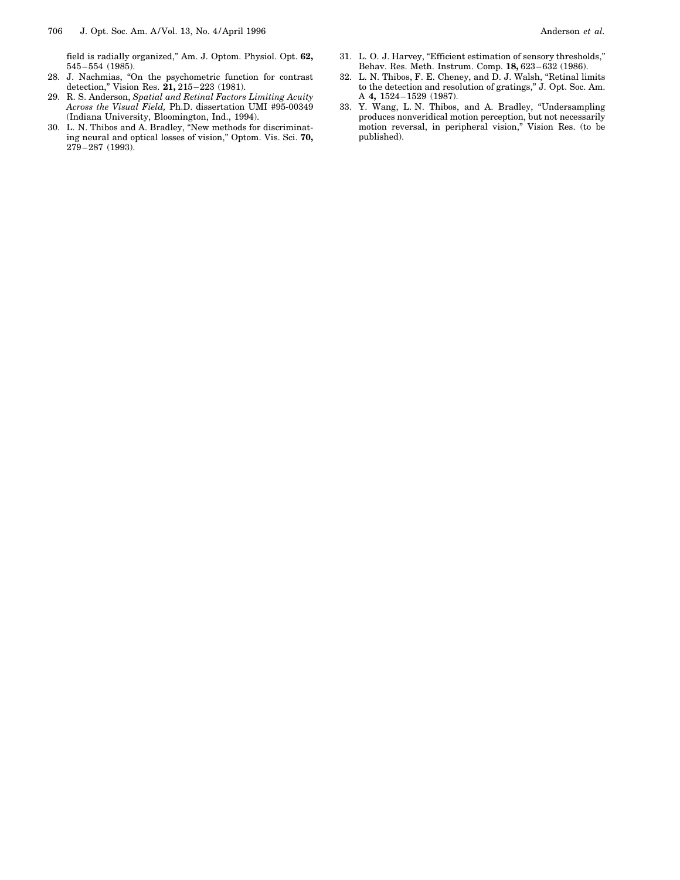field is radially organized," Am. J. Optom. Physiol. Opt. **62,** 545–554 (1985).

28. J. Nachmias, "On the psychometric function for contrast detection," Vision Res. **21,** 215–223 (1981).
29. R. S. Anderson, *Spatial and Retinal Factors Limiting Acuity Across the Visual Field,* Ph.D. dissertation UMI #95-00349 (Indiana University, Bloomington, Ind., 1994).
30. L. N. Thibos and A. Bradley, "New methods for discriminating neural and optical losses of vision," Optom. Vis. Sci. **70,** 279–287 (1993).
31. L. O. J. Harvey, "Efficient estimation of sensory thresholds," Behav. Res. Meth. Instrum. Comp. **18,** 623–632 (1986).
32. L. N. Thibos, F. E. Cheney, and D. J. Walsh, "Retinal limits to the detection and resolution of gratings," J. Opt. Soc. Am. A **4,** 1524–1529 (1987).
33. Y. Wang, L. N. Thibos, and A. Bradley, "Undersampling produces nonveridical motion perception, but not necessarily motion reversal, in peripheral vision," Vision Res. (to be published).